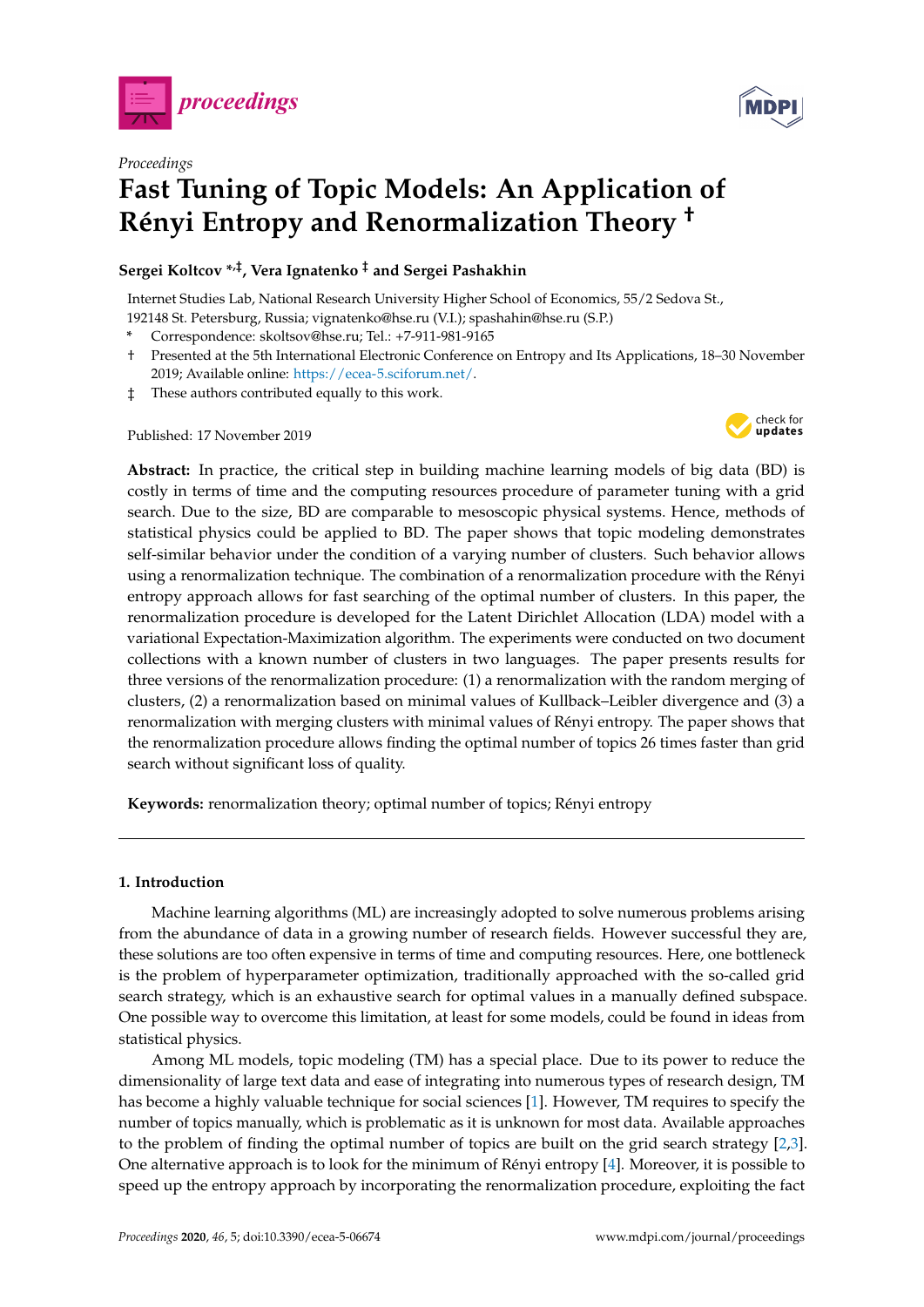*Proceedings*

# Fast Tuning of Topic Models: An Application of Rényi Entropy and Renormalization Theory †

**Sergei Koltcov \*,‡, Vera Ignatenko ‡ and Sergei Pashakhin**

Internet Studies Lab, National Research University Higher School of Economics, 55/2 Sedova St., 192148 St. Petersburg, Russia; vignatenko@hse.ru (V.I.); spashahin@hse.ru (S.P.)

\* Correspondence: skoltsov@hse.ru; Tel.: +7-911-981-9165

† Presented at the 5th International Electronic Conference on Entropy and Its Applications, 18–30 November 2019; Available online: https://ecea-5.sciforum.net/.

‡ These authors contributed equally to this work.

Published: 17 November 2019

**Abstract:** In practice, the critical step in building machine learning models of big data (BD) is costly in terms of time and the computing resources procedure of parameter tuning with a grid search. Due to the size, BD are comparable to mesoscopic physical systems. Hence, methods of statistical physics could be applied to BD. The paper shows that topic modeling demonstrates self-similar behavior under the condition of a varying number of clusters. Such behavior allows using a renormalization technique. The combination of a renormalization procedure with the Rényi entropy approach allows for fast searching of the optimal number of clusters. In this paper, the renormalization procedure is developed for the Latent Dirichlet Allocation (LDA) model with a variational Expectation-Maximization algorithm. The experiments were conducted on two document collections with a known number of clusters in two languages. The paper presents results for three versions of the renormalization procedure: (1) a renormalization with the random merging of clusters, (2) a renormalization based on minimal values of Kullback–Leibler divergence and (3) a renormalization with merging clusters with minimal values of Rényi entropy. The paper shows that the renormalization procedure allows finding the optimal number of topics 26 times faster than grid search without significant loss of quality.

**Keywords:** renormalization theory; optimal number of topics; Rényi entropy

## 1. Introduction

Machine learning algorithms (ML) are increasingly adopted to solve numerous problems arising from the abundance of data in a growing number of research fields. However successful they are, these solutions are too often expensive in terms of time and computing resources. Here, one bottleneck is the problem of hyperparameter optimization, traditionally approached with the so-called grid search strategy, which is an exhaustive search for optimal values in a manually defined subspace. One possible way to overcome this limitation, at least for some models, could be found in ideas from statistical physics.

Among ML models, topic modeling (TM) has a special place. Due to its power to reduce the dimensionality of large text data and ease of integrating into numerous types of research design, TM has become a highly valuable technique for social sciences [1]. However, TM requires to specify the number of topics manually, which is problematic as it is unknown for most data. Available approaches to the problem of finding the optimal number of topics are built on the grid search strategy [2,3]. One alternative approach is to look for the minimum of Rényi entropy [4]. Moreover, it is possible to speed up the entropy approach by incorporating the renormalization procedure, exploiting the fact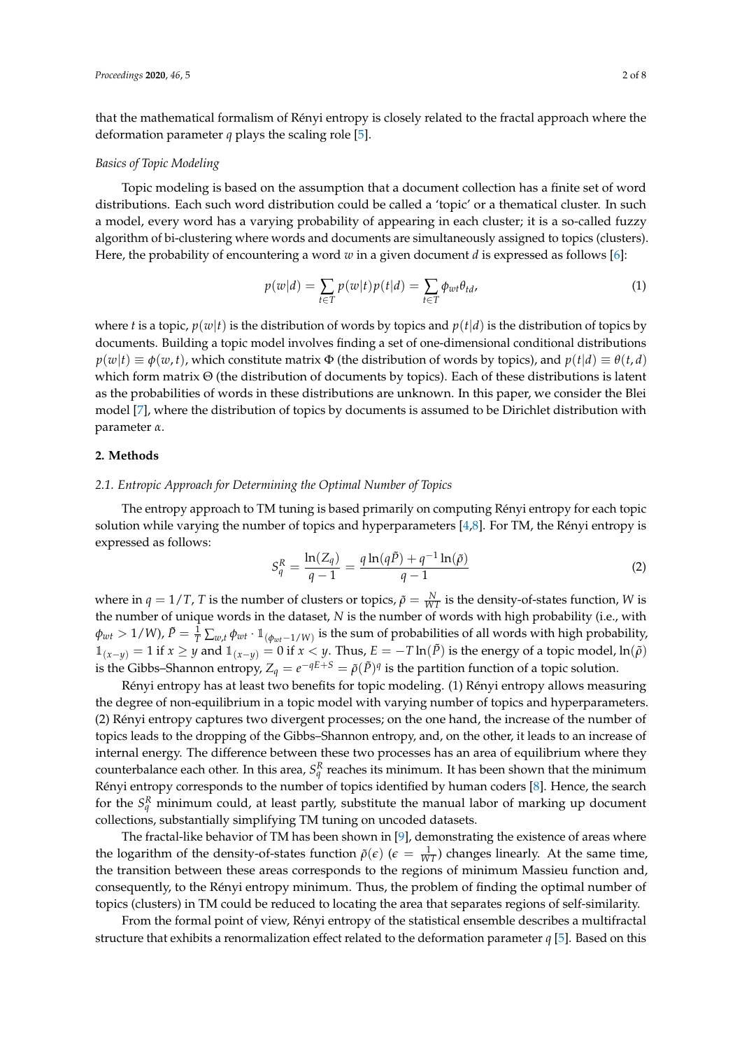that the mathematical formalism of Rényi entropy is closely related to the fractal approach where the deformation parameter $q$ plays the scaling role [5].

*Basics of Topic Modeling*

Topic modeling is based on the assumption that a document collection has a finite set of word distributions. Each such word distribution could be called a 'topic' or a thematical cluster. In such a model, every word has a varying probability of appearing in each cluster; it is a so-called fuzzy algorithm of bi-clustering where words and documents are simultaneously assigned to topics (clusters). Here, the probability of encountering a word $w$ in a given document $d$ is expressed as follows [6]:

$$p(w|d) = \sum_{t \in T} p(w|t)p(t|d) = \sum_{t \in T} \phi_{wt}\theta_{td}, \tag{1}$$

where $t$ is a topic, $p(w|t)$ is the distribution of words by topics and $p(t|d)$ is the distribution of topics by documents. Building a topic model involves finding a set of one-dimensional conditional distributions $p(w|t) \equiv \phi(w,t)$, which constitute matrix $\Phi$ (the distribution of words by topics), and $p(t|d) \equiv \theta(t,d)$ which form matrix $\Theta$ (the distribution of documents by topics). Each of these distributions is latent as the probabilities of words in these distributions are unknown. In this paper, we consider the Blei model [7], where the distribution of topics by documents is assumed to be Dirichlet distribution with parameter $\alpha$.

## 2. Methods

### *2.1. Entropic Approach for Determining the Optimal Number of Topics*

The entropy approach to TM tuning is based primarily on computing Rényi entropy for each topic solution while varying the number of topics and hyperparameters [4,8]. For TM, the Rényi entropy is expressed as follows:

$$S_q^R = \frac{\ln(Z_q)}{q-1} = \frac{q\ln(q\tilde{P}) + q^{-1}\ln(\tilde{\rho})}{q-1} \tag{2}$$

where in $q = 1/T$, $T$ is the number of clusters or topics, $\tilde{\rho} = \frac{N}{WT}$ is the density-of-states function, $W$ is the number of unique words in the dataset, $N$ is the number of words with high probability (i.e., with $\phi_{wt} > 1/W$), $\tilde{P} = \frac{1}{T}\sum_{w,t}\phi_{wt} \cdot \mathbb{1}_{(\phi_{wt}-1/W)}$ is the sum of probabilities of all words with high probability, $\mathbb{1}_{(x-y)} = 1$ if $x \geq y$ and $\mathbb{1}_{(x-y)} = 0$ if $x < y$. Thus, $E = -T\ln(\tilde{P})$ is the energy of a topic model, $\ln(\tilde{\rho})$ is the Gibbs–Shannon entropy, $Z_q = e^{-qE+S} = \tilde{\rho}(\tilde{P})^q$ is the partition function of a topic solution.

Rényi entropy has at least two benefits for topic modeling. (1) Rényi entropy allows measuring the degree of non-equilibrium in a topic model with varying number of topics and hyperparameters. (2) Rényi entropy captures two divergent processes; on the one hand, the increase of the number of topics leads to the dropping of the Gibbs–Shannon entropy, and, on the other, it leads to an increase of internal energy. The difference between these two processes has an area of equilibrium where they counterbalance each other. In this area, $S_q^R$ reaches its minimum. It has been shown that the minimum Rényi entropy corresponds to the number of topics identified by human coders [8]. Hence, the search for the $S_q^R$ minimum could, at least partly, substitute the manual labor of marking up document collections, substantially simplifying TM tuning on uncoded datasets.

The fractal-like behavior of TM has been shown in [9], demonstrating the existence of areas where the logarithm of the density-of-states function $\tilde{\rho}(\epsilon)$ ($\epsilon = \frac{1}{WT}$) changes linearly. At the same time, the transition between these areas corresponds to the regions of minimum Massieu function and, consequently, to the Rényi entropy minimum. Thus, the problem of finding the optimal number of topics (clusters) in TM could be reduced to locating the area that separates regions of self-similarity.

From the formal point of view, Rényi entropy of the statistical ensemble describes a multifractal structure that exhibits a renormalization effect related to the deformation parameter $q$ [5]. Based on this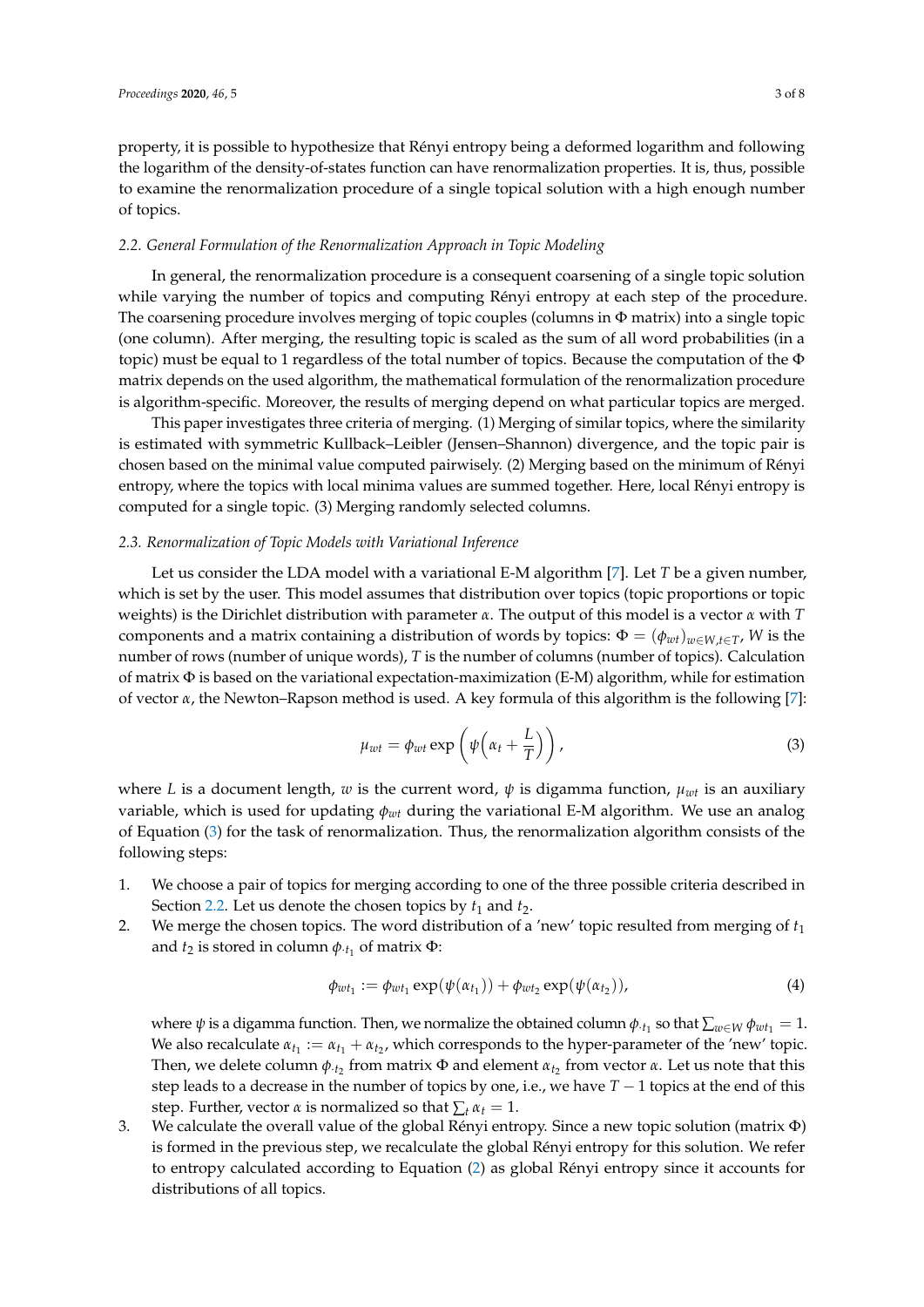property, it is possible to hypothesize that Rényi entropy being a deformed logarithm and following the logarithm of the density-of-states function can have renormalization properties. It is, thus, possible to examine the renormalization procedure of a single topical solution with a high enough number of topics.

### 2.2. General Formulation of the Renormalization Approach in Topic Modeling

In general, the renormalization procedure is a consequent coarsening of a single topic solution while varying the number of topics and computing Rényi entropy at each step of the procedure. The coarsening procedure involves merging of topic couples (columns in $\Phi$ matrix) into a single topic (one column). After merging, the resulting topic is scaled as the sum of all word probabilities (in a topic) must be equal to 1 regardless of the total number of topics. Because the computation of the $\Phi$ matrix depends on the used algorithm, the mathematical formulation of the renormalization procedure is algorithm-specific. Moreover, the results of merging depend on what particular topics are merged.

This paper investigates three criteria of merging. (1) Merging of similar topics, where the similarity is estimated with symmetric Kullback–Leibler (Jensen–Shannon) divergence, and the topic pair is chosen based on the minimal value computed pairwisely. (2) Merging based on the minimum of Rényi entropy, where the topics with local minima values are summed together. Here, local Rényi entropy is computed for a single topic. (3) Merging randomly selected columns.

### 2.3. Renormalization of Topic Models with Variational Inference

Let us consider the LDA model with a variational E-M algorithm [7]. Let $T$ be a given number, which is set by the user. This model assumes that distribution over topics (topic proportions or topic weights) is the Dirichlet distribution with parameter $\alpha$. The output of this model is a vector $\alpha$ with $T$ components and a matrix containing a distribution of words by topics: $\Phi = (\phi_{wt})_{w \in W, t \in T}$, $W$ is the number of rows (number of unique words), $T$ is the number of columns (number of topics). Calculation of matrix $\Phi$ is based on the variational expectation-maximization (E-M) algorithm, while for estimation of vector $\alpha$, the Newton–Rapson method is used. A key formula of this algorithm is the following [7]:

$$\mu_{wt} = \phi_{wt} \exp\left(\psi\left(\alpha_t + \frac{L}{T}\right)\right), \tag{3}$$

where $L$ is a document length, $w$ is the current word, $\psi$ is digamma function, $\mu_{wt}$ is an auxiliary variable, which is used for updating $\phi_{wt}$ during the variational E-M algorithm. We use an analog of Equation (3) for the task of renormalization. Thus, the renormalization algorithm consists of the following steps:

1. We choose a pair of topics for merging according to one of the three possible criteria described in Section 2.2. Let us denote the chosen topics by $t_1$ and $t_2$.
2. We merge the chosen topics. The word distribution of a 'new' topic resulted from merging of $t_1$ and $t_2$ is stored in column $\phi_{\cdot t_1}$ of matrix $\Phi$:

$$\phi_{wt_1} := \phi_{wt_1} \exp(\psi(\alpha_{t_1})) + \phi_{wt_2} \exp(\psi(\alpha_{t_2})), \tag{4}$$

   where $\psi$ is a digamma function. Then, we normalize the obtained column $\phi_{\cdot t_1}$ so that $\sum_{w \in W} \phi_{wt_1} = 1$. We also recalculate $\alpha_{t_1} := \alpha_{t_1} + \alpha_{t_2}$, which corresponds to the hyper-parameter of the 'new' topic. Then, we delete column $\phi_{\cdot t_2}$ from matrix $\Phi$ and element $\alpha_{t_2}$ from vector $\alpha$. Let us note that this step leads to a decrease in the number of topics by one, i.e., we have $T-1$ topics at the end of this step. Further, vector $\alpha$ is normalized so that $\sum_t \alpha_t = 1$.
3. We calculate the overall value of the global Rényi entropy. Since a new topic solution (matrix $\Phi$) is formed in the previous step, we recalculate the global Rényi entropy for this solution. We refer to entropy calculated according to Equation (2) as global Rényi entropy since it accounts for distributions of all topics.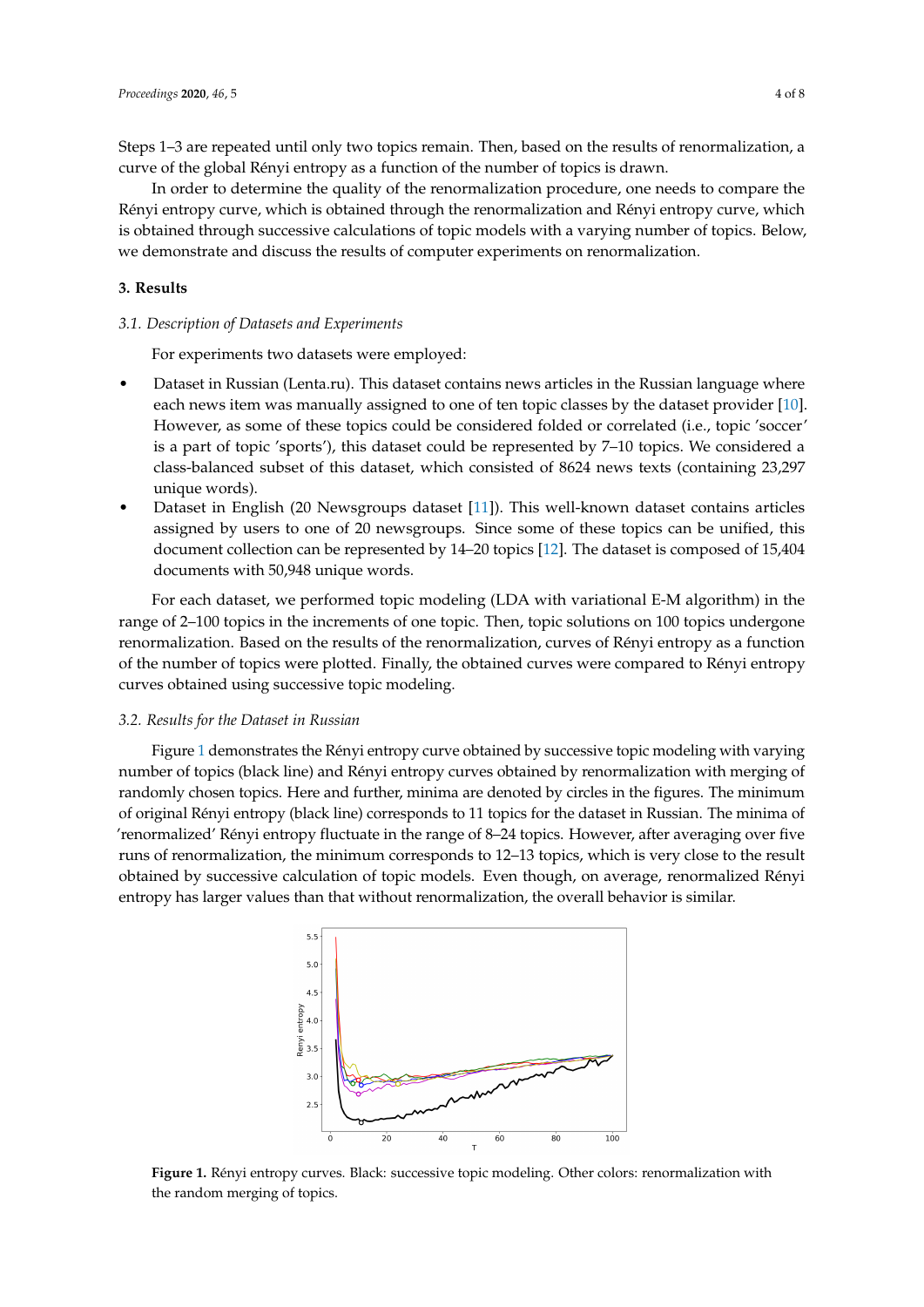Steps 1–3 are repeated until only two topics remain. Then, based on the results of renormalization, a curve of the global Rényi entropy as a function of the number of topics is drawn.

In order to determine the quality of the renormalization procedure, one needs to compare the Rényi entropy curve, which is obtained through the renormalization and Rényi entropy curve, which is obtained through successive calculations of topic models with a varying number of topics. Below, we demonstrate and discuss the results of computer experiments on renormalization.

## 3. Results

### *3.1. Description of Datasets and Experiments*

For experiments two datasets were employed:

- Dataset in Russian (Lenta.ru). This dataset contains news articles in the Russian language where each news item was manually assigned to one of ten topic classes by the dataset provider [10]. However, as some of these topics could be considered folded or correlated (i.e., topic 'soccer' is a part of topic 'sports'), this dataset could be represented by 7–10 topics. We considered a class-balanced subset of this dataset, which consisted of 8624 news texts (containing 23,297 unique words).
- Dataset in English (20 Newsgroups dataset [11]). This well-known dataset contains articles assigned by users to one of 20 newsgroups. Since some of these topics can be unified, this document collection can be represented by 14–20 topics [12]. The dataset is composed of 15,404 documents with 50,948 unique words.

For each dataset, we performed topic modeling (LDA with variational E-M algorithm) in the range of 2–100 topics in the increments of one topic. Then, topic solutions on 100 topics undergone renormalization. Based on the results of the renormalization, curves of Rényi entropy as a function of the number of topics were plotted. Finally, the obtained curves were compared to Rényi entropy curves obtained using successive topic modeling.

### *3.2. Results for the Dataset in Russian*

Figure 1 demonstrates the Rényi entropy curve obtained by successive topic modeling with varying number of topics (black line) and Rényi entropy curves obtained by renormalization with merging of randomly chosen topics. Here and further, minima are denoted by circles in the figures. The minimum of original Rényi entropy (black line) corresponds to 11 topics for the dataset in Russian. The minima of 'renormalized' Rényi entropy fluctuate in the range of 8–24 topics. However, after averaging over five runs of renormalization, the minimum corresponds to 12–13 topics, which is very close to the result obtained by successive calculation of topic models. Even though, on average, renormalized Rényi entropy has larger values than that without renormalization, the overall behavior is similar.

**Figure 1.** Rényi entropy curves. Black: successive topic modeling. Other colors: renormalization with the random merging of topics.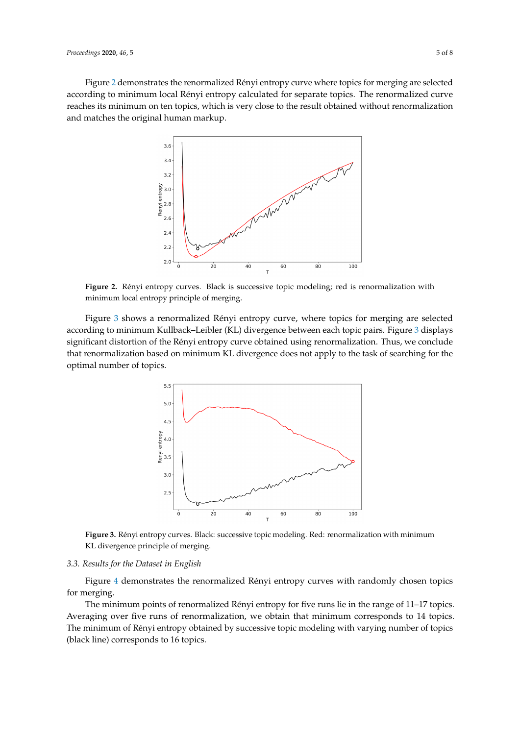Figure 2 demonstrates the renormalized Rényi entropy curve where topics for merging are selected according to minimum local Rényi entropy calculated for separate topics. The renormalized curve reaches its minimum on ten topics, which is very close to the result obtained without renormalization and matches the original human markup.

**Figure 2.** Rényi entropy curves. Black is successive topic modeling; red is renormalization with minimum local entropy principle of merging.

Figure 3 shows a renormalized Rényi entropy curve, where topics for merging are selected according to minimum Kullback–Leibler (KL) divergence between each topic pairs. Figure 3 displays significant distortion of the Rényi entropy curve obtained using renormalization. Thus, we conclude that renormalization based on minimum KL divergence does not apply to the task of searching for the optimal number of topics.

**Figure 3.** Rényi entropy curves. Black: successive topic modeling. Red: renormalization with minimum KL divergence principle of merging.

### 3.3. Results for the Dataset in English

Figure 4 demonstrates the renormalized Rényi entropy curves with randomly chosen topics for merging.

The minimum points of renormalized Rényi entropy for five runs lie in the range of 11–17 topics. Averaging over five runs of renormalization, we obtain that minimum corresponds to 14 topics. The minimum of Rényi entropy obtained by successive topic modeling with varying number of topics (black line) corresponds to 16 topics.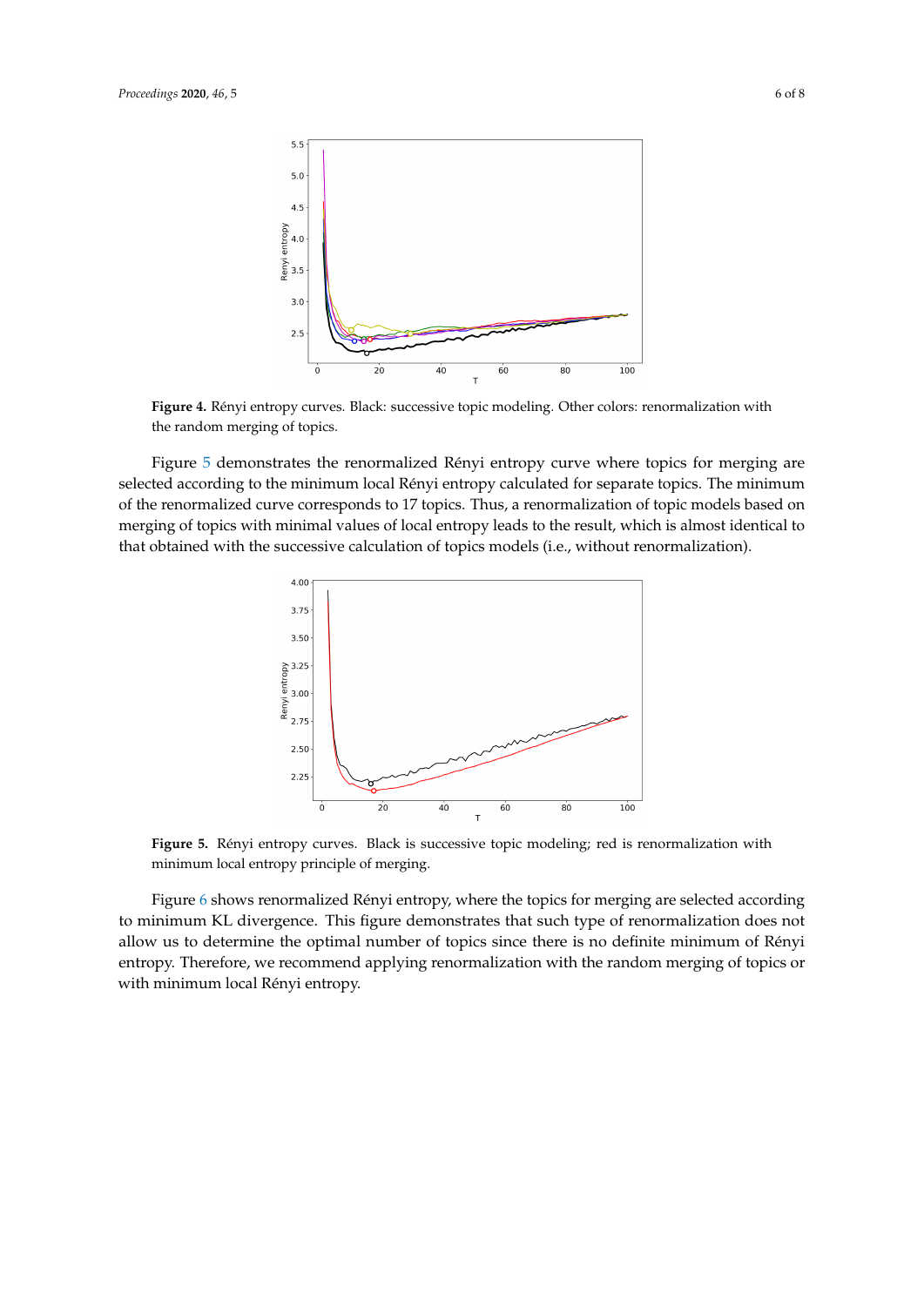**Figure 4.** Rényi entropy curves. Black: successive topic modeling. Other colors: renormalization with the random merging of topics.

Figure 5 demonstrates the renormalized Rényi entropy curve where topics for merging are selected according to the minimum local Rényi entropy calculated for separate topics. The minimum of the renormalized curve corresponds to 17 topics. Thus, a renormalization of topic models based on merging of topics with minimal values of local entropy leads to the result, which is almost identical to that obtained with the successive calculation of topics models (i.e., without renormalization).

**Figure 5.** Rényi entropy curves. Black is successive topic modeling; red is renormalization with minimum local entropy principle of merging.

Figure 6 shows renormalized Rényi entropy, where the topics for merging are selected according to minimum KL divergence. This figure demonstrates that such type of renormalization does not allow us to determine the optimal number of topics since there is no definite minimum of Rényi entropy. Therefore, we recommend applying renormalization with the random merging of topics or with minimum local Rényi entropy.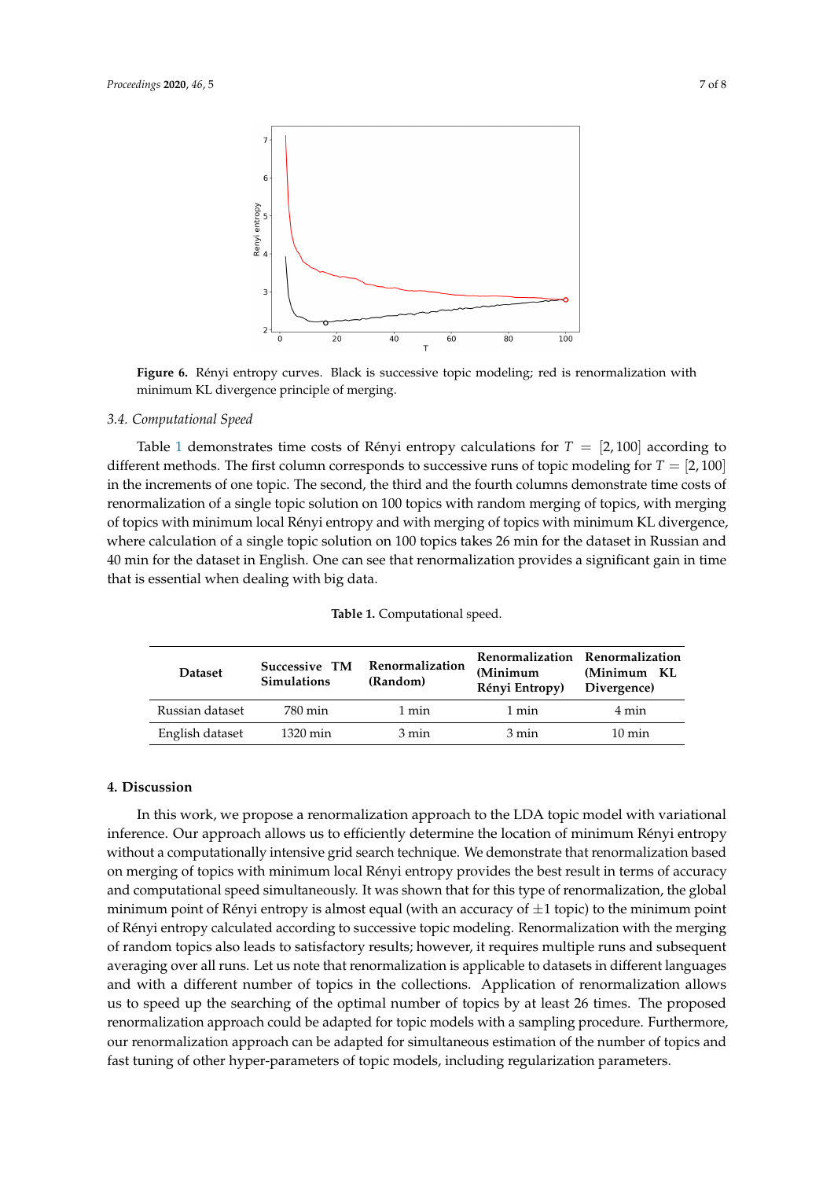**Figure 6.** Rényi entropy curves. Black is successive topic modeling; red is renormalization with minimum KL divergence principle of merging.

### 3.4. Computational Speed

Table 1 demonstrates time costs of Rényi entropy calculations for $T = [2, 100]$ according to different methods. The first column corresponds to successive runs of topic modeling for $T = [2, 100]$ in the increments of one topic. The second, the third and the fourth columns demonstrate time costs of renormalization of a single topic solution on 100 topics with random merging of topics, with merging of topics with minimum local Rényi entropy and with merging of topics with minimum KL divergence, where calculation of a single topic solution on 100 topics takes 26 min for the dataset in Russian and 40 min for the dataset in English. One can see that renormalization provides a significant gain in time that is essential when dealing with big data.

**Table 1.** Computational speed.

| Dataset | Successive TM Simulations | Renormalization (Random) | Renormalization (Minimum Rényi Entropy) | Renormalization (Minimum KL Divergence) |
|---|---|---|---|---|
| Russian dataset | 780 min | 1 min | 1 min | 4 min |
| English dataset | 1320 min | 3 min | 3 min | 10 min |

## 4. Discussion

In this work, we propose a renormalization approach to the LDA topic model with variational inference. Our approach allows us to efficiently determine the location of minimum Rényi entropy without a computationally intensive grid search technique. We demonstrate that renormalization based on merging of topics with minimum local Rényi entropy provides the best result in terms of accuracy and computational speed simultaneously. It was shown that for this type of renormalization, the global minimum point of Rényi entropy is almost equal (with an accuracy of $\pm 1$ topic) to the minimum point of Rényi entropy calculated according to successive topic modeling. Renormalization with the merging of random topics also leads to satisfactory results; however, it requires multiple runs and subsequent averaging over all runs. Let us note that renormalization is applicable to datasets in different languages and with a different number of topics in the collections. Application of renormalization allows us to speed up the searching of the optimal number of topics by at least 26 times. The proposed renormalization approach could be adapted for topic models with a sampling procedure. Furthermore, our renormalization approach can be adapted for simultaneous estimation of the number of topics and fast tuning of other hyper-parameters of topic models, including regularization parameters.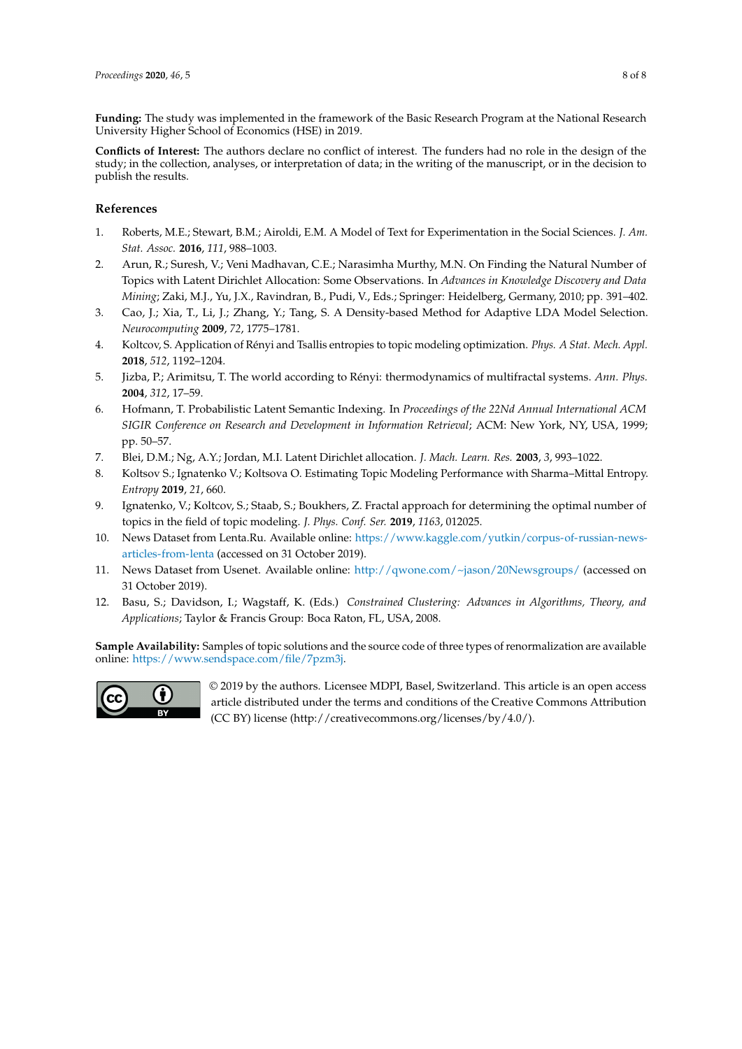**Funding:** The study was implemented in the framework of the Basic Research Program at the National Research University Higher School of Economics (HSE) in 2019.

**Conflicts of Interest:** The authors declare no conflict of interest. The funders had no role in the design of the study; in the collection, analyses, or interpretation of data; in the writing of the manuscript, or in the decision to publish the results.

## References

1. Roberts, M.E.; Stewart, B.M.; Airoldi, E.M. A Model of Text for Experimentation in the Social Sciences. *J. Am. Stat. Assoc.* **2016**, *111*, 988–1003.
2. Arun, R.; Suresh, V.; Veni Madhavan, C.E.; Narasimha Murthy, M.N. On Finding the Natural Number of Topics with Latent Dirichlet Allocation: Some Observations. In *Advances in Knowledge Discovery and Data Mining*; Zaki, M.J., Yu, J.X., Ravindran, B., Pudi, V., Eds.; Springer: Heidelberg, Germany, 2010; pp. 391–402.
3. Cao, J.; Xia, T., Li, J.; Zhang, Y.; Tang, S. A Density-based Method for Adaptive LDA Model Selection. *Neurocomputing* **2009**, *72*, 1775–1781.
4. Koltcov, S. Application of Rényi and Tsallis entropies to topic modeling optimization. *Phys. A Stat. Mech. Appl.* **2018**, *512*, 1192–1204.
5. Jizba, P.; Arimitsu, T. The world according to Rényi: thermodynamics of multifractal systems. *Ann. Phys.* **2004**, *312*, 17–59.
6. Hofmann, T. Probabilistic Latent Semantic Indexing. In *Proceedings of the 22Nd Annual International ACM SIGIR Conference on Research and Development in Information Retrieval*; ACM: New York, NY, USA, 1999; pp. 50–57.
7. Blei, D.M.; Ng, A.Y.; Jordan, M.I. Latent Dirichlet allocation. *J. Mach. Learn. Res.* **2003**, *3*, 993–1022.
8. Koltsov S.; Ignatenko V.; Koltsova O. Estimating Topic Modeling Performance with Sharma–Mittal Entropy. *Entropy* **2019**, *21*, 660.
9. Ignatenko, V.; Koltcov, S.; Staab, S.; Boukhers, Z. Fractal approach for determining the optimal number of topics in the field of topic modeling. *J. Phys. Conf. Ser.* **2019**, *1163*, 012025.
10. News Dataset from Lenta.Ru. Available online: https://www.kaggle.com/yutkin/corpus-of-russian-news-articles-from-lenta (accessed on 31 October 2019).
11. News Dataset from Usenet. Available online: http://qwone.com/~jason/20Newsgroups/ (accessed on 31 October 2019).
12. Basu, S.; Davidson, I.; Wagstaff, K. (Eds.) *Constrained Clustering: Advances in Algorithms, Theory, and Applications*; Taylor & Francis Group: Boca Raton, FL, USA, 2008.

**Sample Availability:** Samples of topic solutions and the source code of three types of renormalization are available online: https://www.sendspace.com/file/7pzm3j.

© 2019 by the authors. Licensee MDPI, Basel, Switzerland. This article is an open access article distributed under the terms and conditions of the Creative Commons Attribution (CC BY) license (http://creativecommons.org/licenses/by/4.0/).